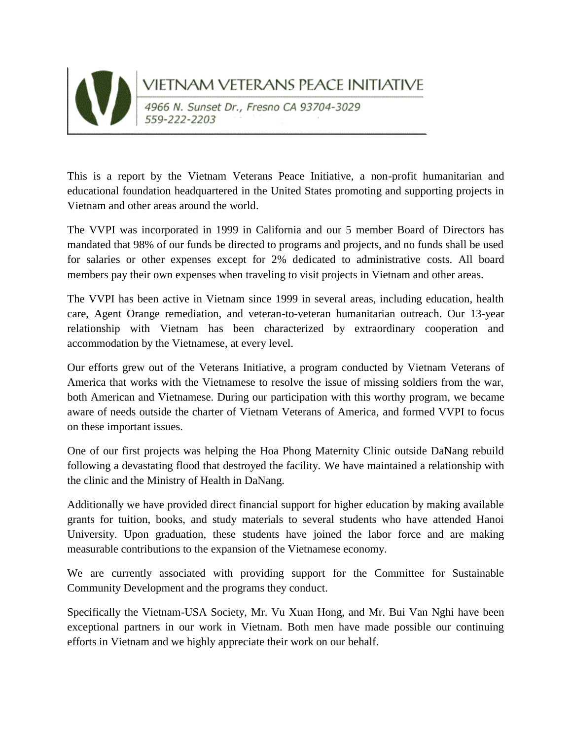# VIETNAM VETERANS PEACE INITIATIVE

*4966 N. Sunset Dr., Fresno CA 93704-3029*
*559-222-2203*

This is a report by the Vietnam Veterans Peace Initiative, a non-profit humanitarian and educational foundation headquartered in the United States promoting and supporting projects in Vietnam and other areas around the world.

The VVPI was incorporated in 1999 in California and our 5 member Board of Directors has mandated that 98% of our funds be directed to programs and projects, and no funds shall be used for salaries or other expenses except for 2% dedicated to administrative costs. All board members pay their own expenses when traveling to visit projects in Vietnam and other areas.

The VVPI has been active in Vietnam since 1999 in several areas, including education, health care, Agent Orange remediation, and veteran-to-veteran humanitarian outreach. Our 13-year relationship with Vietnam has been characterized by extraordinary cooperation and accommodation by the Vietnamese, at every level.

Our efforts grew out of the Veterans Initiative, a program conducted by Vietnam Veterans of America that works with the Vietnamese to resolve the issue of missing soldiers from the war, both American and Vietnamese. During our participation with this worthy program, we became aware of needs outside the charter of Vietnam Veterans of America, and formed VVPI to focus on these important issues.

One of our first projects was helping the Hoa Phong Maternity Clinic outside DaNang rebuild following a devastating flood that destroyed the facility. We have maintained a relationship with the clinic and the Ministry of Health in DaNang.

Additionally we have provided direct financial support for higher education by making available grants for tuition, books, and study materials to several students who have attended Hanoi University. Upon graduation, these students have joined the labor force and are making measurable contributions to the expansion of the Vietnamese economy.

We are currently associated with providing support for the Committee for Sustainable Community Development and the programs they conduct.

Specifically the Vietnam-USA Society, Mr. Vu Xuan Hong, and Mr. Bui Van Nghi have been exceptional partners in our work in Vietnam. Both men have made possible our continuing efforts in Vietnam and we highly appreciate their work on our behalf.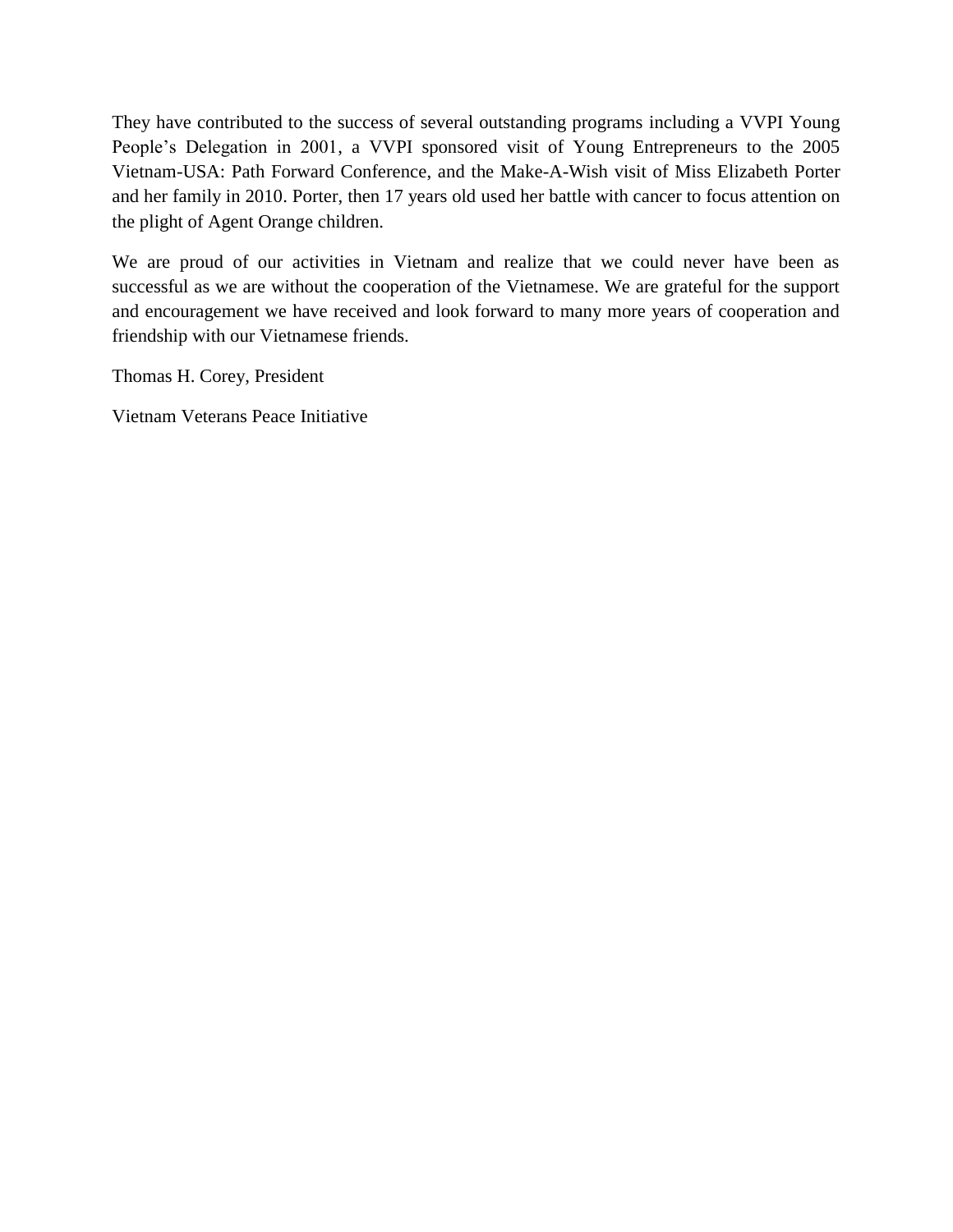They have contributed to the success of several outstanding programs including a VVPI Young People's Delegation in 2001, a VVPI sponsored visit of Young Entrepreneurs to the 2005 Vietnam-USA: Path Forward Conference, and the Make-A-Wish visit of Miss Elizabeth Porter and her family in 2010. Porter, then 17 years old used her battle with cancer to focus attention on the plight of Agent Orange children.

We are proud of our activities in Vietnam and realize that we could never have been as successful as we are without the cooperation of the Vietnamese. We are grateful for the support and encouragement we have received and look forward to many more years of cooperation and friendship with our Vietnamese friends.

Thomas H. Corey, President

Vietnam Veterans Peace Initiative